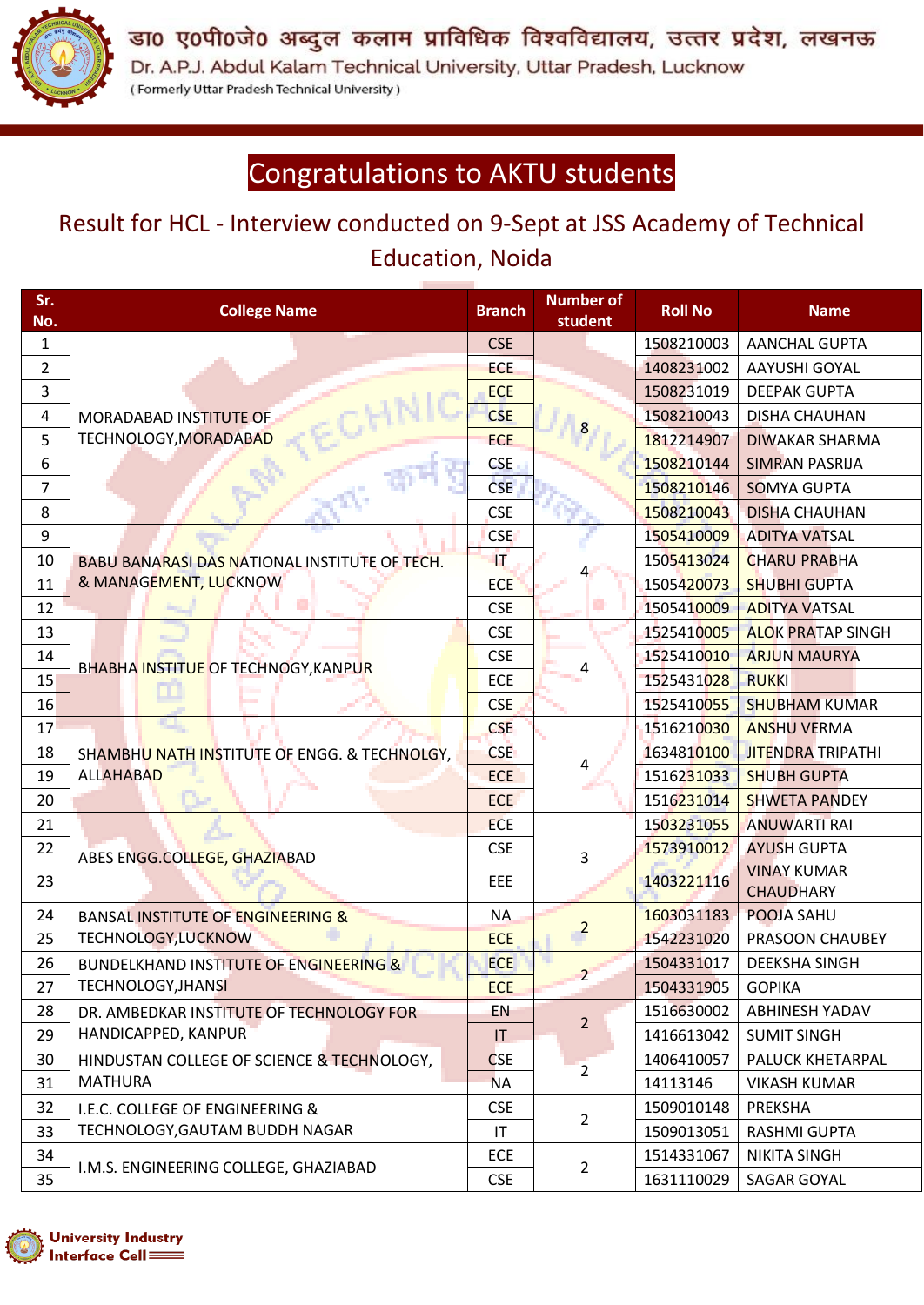डा० ए०पी०जे० अब्दुल कलाम प्राविधिक विश्वविद्यालय, उत्तर प्रदेश, लखनऊ

Dr. A.P.J. Abdul Kalam Technical University, Uttar Pradesh, Lucknow

( Formerly Uttar Pradesh Technical University )

# Congratulations to AKTU students

## Result for HCL - Interview conducted on 9-Sept at JSS Academy of Technical Education, Noida

| Sr. No. | College Name | Branch | Number of student | Roll No | Name |
|---|---|---|---|---|---|
| 1 | MORADABAD INSTITUTE OF TECHNOLOGY,MORADABAD | CSE | 8 | 1508210003 | AANCHAL GUPTA |
| 2 | | ECE | | 1408231002 | AAYUSHI GOYAL |
| 3 | | ECE | | 1508231019 | DEEPAK GUPTA |
| 4 | | CSE | | 1508210043 | DISHA CHAUHAN |
| 5 | | ECE | | 1812214907 | DIWAKAR SHARMA |
| 6 | | CSE | | 1508210144 | SIMRAN PASRIJA |
| 7 | | CSE | | 1508210146 | SOMYA GUPTA |
| 8 | | CSE | | 1508210043 | DISHA CHAUHAN |
| 9 | BABU BANARASI DAS NATIONAL INSTITUTE OF TECH. & MANAGEMENT, LUCKNOW | CSE | 4 | 1505410009 | ADITYA VATSAL |
| 10 | | IT | | 1505413024 | CHARU PRABHA |
| 11 | | ECE | | 1505420073 | SHUBHI GUPTA |
| 12 | | CSE | | 1505410009 | ADITYA VATSAL |
| 13 | BHABHA INSTITUE OF TECHNOGY,KANPUR | CSE | 4 | 1525410005 | ALOK PRATAP SINGH |
| 14 | | CSE | | 1525410010 | ARJUN MAURYA |
| 15 | | ECE | | 1525431028 | RUKKI |
| 16 | | CSE | | 1525410055 | SHUBHAM KUMAR |
| 17 | SHAMBHU NATH INSTITUTE OF ENGG. & TECHNOLGY, ALLAHABAD | CSE | 4 | 1516210030 | ANSHU VERMA |
| 18 | | CSE | | 1634810100 | JITENDRA TRIPATHI |
| 19 | | ECE | | 1516231033 | SHUBH GUPTA |
| 20 | | ECE | | 1516231014 | SHWETA PANDEY |
| 21 | ABES ENGG.COLLEGE, GHAZIABAD | ECE | 3 | 1503231055 | ANUWARTI RAI |
| 22 | | CSE | | 1573910012 | AYUSH GUPTA |
| 23 | | EEE | | 1403221116 | VINAY KUMAR CHAUDHARY |
| 24 | BANSAL INSTITUTE OF ENGINEERING & TECHNOLOGY,LUCKNOW | NA | 2 | 1603031183 | POOJA SAHU |
| 25 | | ECE | | 1542231020 | PRASOON CHAUBEY |
| 26 | BUNDELKHAND INSTITUTE OF ENGINEERING & TECHNOLOGY,JHANSI | ECE | 2 | 1504331017 | DEEKSHA SINGH |
| 27 | | ECE | | 1504331905 | GOPIKA |
| 28 | DR. AMBEDKAR INSTITUTE OF TECHNOLOGY FOR HANDICAPPED, KANPUR | EN | 2 | 1516630002 | ABHINESH YADAV |
| 29 | | IT | | 1416613042 | SUMIT SINGH |
| 30 | HINDUSTAN COLLEGE OF SCIENCE & TECHNOLOGY, MATHURA | CSE | 2 | 1406410057 | PALUCK KHETARPAL |
| 31 | | NA | | 14113146 | VIKASH KUMAR |
| 32 | I.E.C. COLLEGE OF ENGINEERING & TECHNOLOGY,GAUTAM BUDDH NAGAR | CSE | 2 | 1509010148 | PREKSHA |
| 33 | | IT | | 1509013051 | RASHMI GUPTA |
| 34 | I.M.S. ENGINEERING COLLEGE, GHAZIABAD | ECE | 2 | 1514331067 | NIKITA SINGH |
| 35 | | CSE | | 1631110029 | SAGAR GOYAL |

University Industry Interface Cell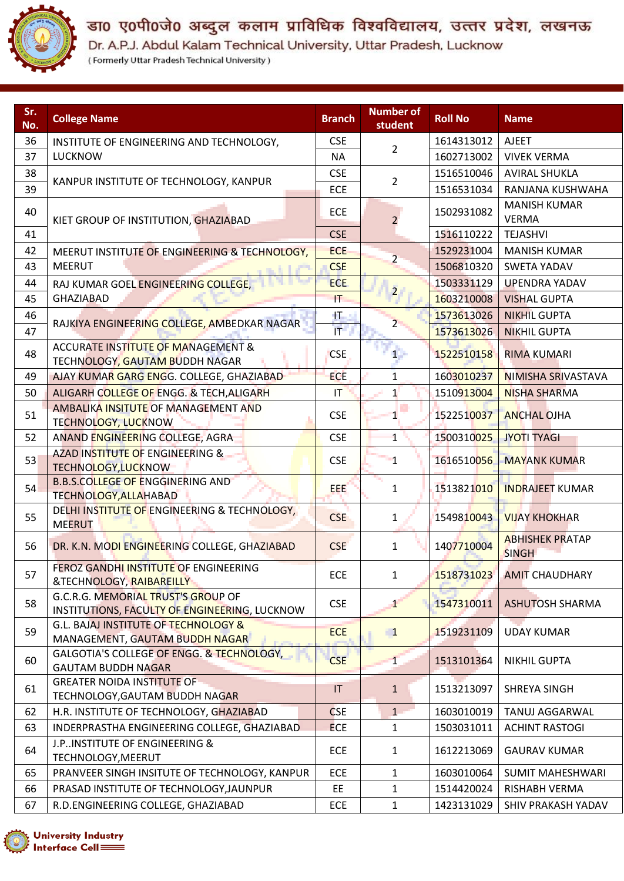| Sr. No. | College Name | Branch | Number of student | Roll No | Name |
|---|---|---|---|---|---|
| 36 | INSTITUTE OF ENGINEERING AND TECHNOLOGY, LUCKNOW | CSE | 2 | 1614313012 | AJEET |
| 37 | | NA | | 1602713002 | VIVEK VERMA |
| 38 | KANPUR INSTITUTE OF TECHNOLOGY, KANPUR | CSE | 2 | 1516510046 | AVIRAL SHUKLA |
| 39 | | ECE | | 1516531034 | RANJANA KUSHWAHA |
| 40 | KIET GROUP OF INSTITUTION, GHAZIABAD | ECE | 2 | 1502931082 | MANISH KUMAR VERMA |
| 41 | | CSE | | 1516110222 | TEJASHVI |
| 42 | MEERUT INSTITUTE OF ENGINEERING & TECHNOLOGY, MEERUT | ECE | 2 | 1529231004 | MANISH KUMAR |
| 43 | | CSE | | 1506810320 | SWETA YADAV |
| 44 | RAJ KUMAR GOEL ENGINEERING COLLEGE, GHAZIABAD | ECE | 2 | 1503331129 | UPENDRA YADAV |
| 45 | | IT | | 1603210008 | VISHAL GUPTA |
| 46 | RAJKIYA ENGINEERING COLLEGE, AMBEDKAR NAGAR | IT | 2 | 1573613026 | NIKHIL GUPTA |
| 47 | | IT | | 1573613026 | NIKHIL GUPTA |
| 48 | ACCURATE INSTITUTE OF MANAGEMENT & TECHNOLOGY, GAUTAM BUDDH NAGAR | CSE | 1 | 1522510158 | RIMA KUMARI |
| 49 | AJAY KUMAR GARG ENGG. COLLEGE, GHAZIABAD | ECE | 1 | 1603010237 | NIMISHA SRIVASTAVA |
| 50 | ALIGARH COLLEGE OF ENGG. & TECH,ALIGARH | IT | 1 | 1510913004 | NISHA SHARMA |
| 51 | AMBALIKA INSITUTE OF MANAGEMENT AND TECHNOLOGY, LUCKNOW | CSE | 1 | 1522510037 | ANCHAL OJHA |
| 52 | ANAND ENGINEERING COLLEGE, AGRA | CSE | 1 | 1500310025 | JYOTI TYAGI |
| 53 | AZAD INSTITUTE OF ENGINEERING & TECHNOLOGY,LUCKNOW | CSE | 1 | 1616510056 | MAYANK KUMAR |
| 54 | B.B.S.COLLEGE OF ENGGINERING AND TECHNOLOGY,ALLAHABAD | EEE | 1 | 1513821010 | INDRAJEET KUMAR |
| 55 | DELHI INSTITUTE OF ENGINEERING & TECHNOLOGY, MEERUT | CSE | 1 | 1549810043 | VIJAY KHOKHAR |
| 56 | DR. K.N. MODI ENGINEERING COLLEGE, GHAZIABAD | CSE | 1 | 1407710004 | ABHISHEK PRATAP SINGH |
| 57 | FEROZ GANDHI INSTITUTE OF ENGINEERING &TECHNOLOGY, RAIBAREILLY | ECE | 1 | 1518731023 | AMIT CHAUDHARY |
| 58 | G.C.R.G. MEMORIAL TRUST'S GROUP OF INSTITUTIONS, FACULTY OF ENGINEERING, LUCKNOW | CSE | 1 | 1547310011 | ASHUTOSH SHARMA |
| 59 | G.L. BAJAJ INSTITUTE OF TECHNOLOGY & MANAGEMENT, GAUTAM BUDDH NAGAR | ECE | 1 | 1519231109 | UDAY KUMAR |
| 60 | GALGOTIA'S COLLEGE OF ENGG. & TECHNOLOGY, GAUTAM BUDDH NAGAR | CSE | 1 | 1513101364 | NIKHIL GUPTA |
| 61 | GREATER NOIDA INSTITUTE OF TECHNOLOGY,GAUTAM BUDDH NAGAR | IT | 1 | 1513213097 | SHREYA SINGH |
| 62 | H.R. INSTITUTE OF TECHNOLOGY, GHAZIABAD | CSE | 1 | 1603010019 | TANUJ AGGARWAL |
| 63 | INDERPRASTHA ENGINEERING COLLEGE, GHAZIABAD | ECE | 1 | 1503031011 | ACHINT RASTOGI |
| 64 | J.P..INSTITUTE OF ENGINEERING & TECHNOLOGY,MEERUT | ECE | 1 | 1612213069 | GAURAV KUMAR |
| 65 | PRANVEER SINGH INSITUTE OF TECHNOLOGY, KANPUR | ECE | 1 | 1603010064 | SUMIT MAHESHWARI |
| 66 | PRASAD INSTITUTE OF TECHNOLOGY,JAUNPUR | EE | 1 | 1514420024 | RISHABH VERMA |
| 67 | R.D.ENGINEERING COLLEGE, GHAZIABAD | ECE | 1 | 1423131029 | SHIV PRAKASH YADAV |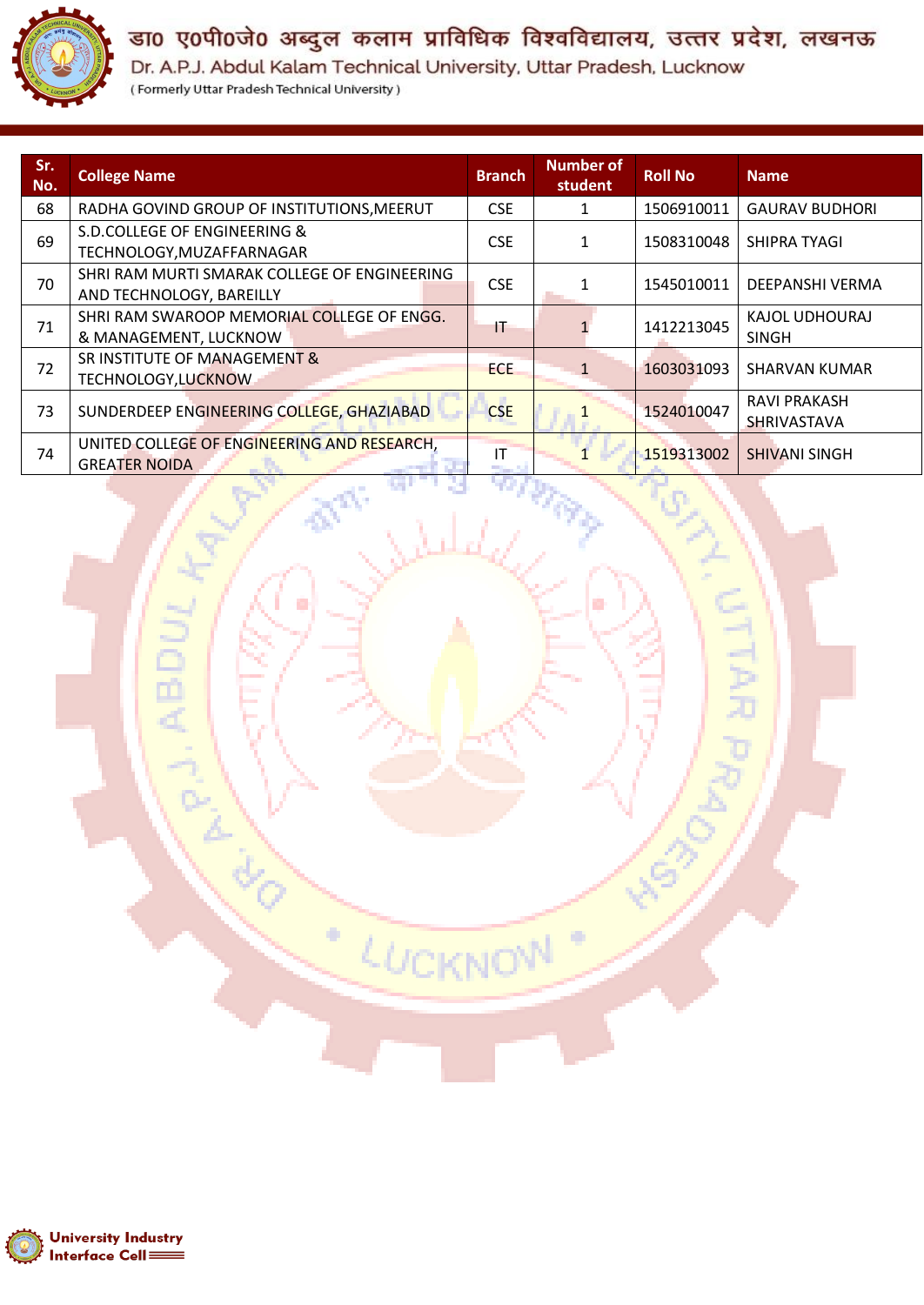| Sr. No. | College Name | Branch | Number of student | Roll No | Name |
|---|---|---|---|---|---|
| 68 | RADHA GOVIND GROUP OF INSTITUTIONS,MEERUT | CSE | 1 | 1506910011 | GAURAV BUDHORI |
| 69 | S.D.COLLEGE OF ENGINEERING & TECHNOLOGY,MUZAFFARNAGAR | CSE | 1 | 1508310048 | SHIPRA TYAGI |
| 70 | SHRI RAM MURTI SMARAK COLLEGE OF ENGINEERING AND TECHNOLOGY, BAREILLY | CSE | 1 | 1545010011 | DEEPANSHI VERMA |
| 71 | SHRI RAM SWAROOP MEMORIAL COLLEGE OF ENGG. & MANAGEMENT, LUCKNOW | IT | 1 | 1412213045 | KAJOL UDHOURAJ SINGH |
| 72 | SR INSTITUTE OF MANAGEMENT & TECHNOLOGY,LUCKNOW | ECE | 1 | 1603031093 | SHARVAN KUMAR |
| 73 | SUNDERDEEP ENGINEERING COLLEGE, GHAZIABAD | CSE | 1 | 1524010047 | RAVI PRAKASH SHRIVASTAVA |
| 74 | UNITED COLLEGE OF ENGINEERING AND RESEARCH, GREATER NOIDA | IT | 1 | 1519313002 | SHIVANI SINGH |